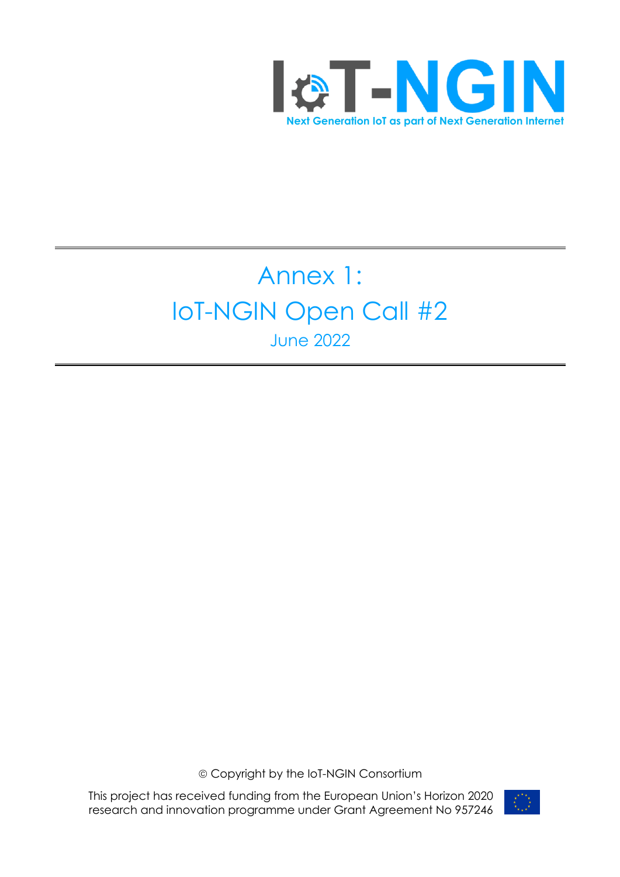IoT-NGIN

Next Generation IoT as part of Next Generation Internet

# Annex 1:
# IoT-NGIN Open Call #2

June 2022

© Copyright by the IoT-NGIN Consortium

This project has received funding from the European Union's Horizon 2020 research and innovation programme under Grant Agreement No 957246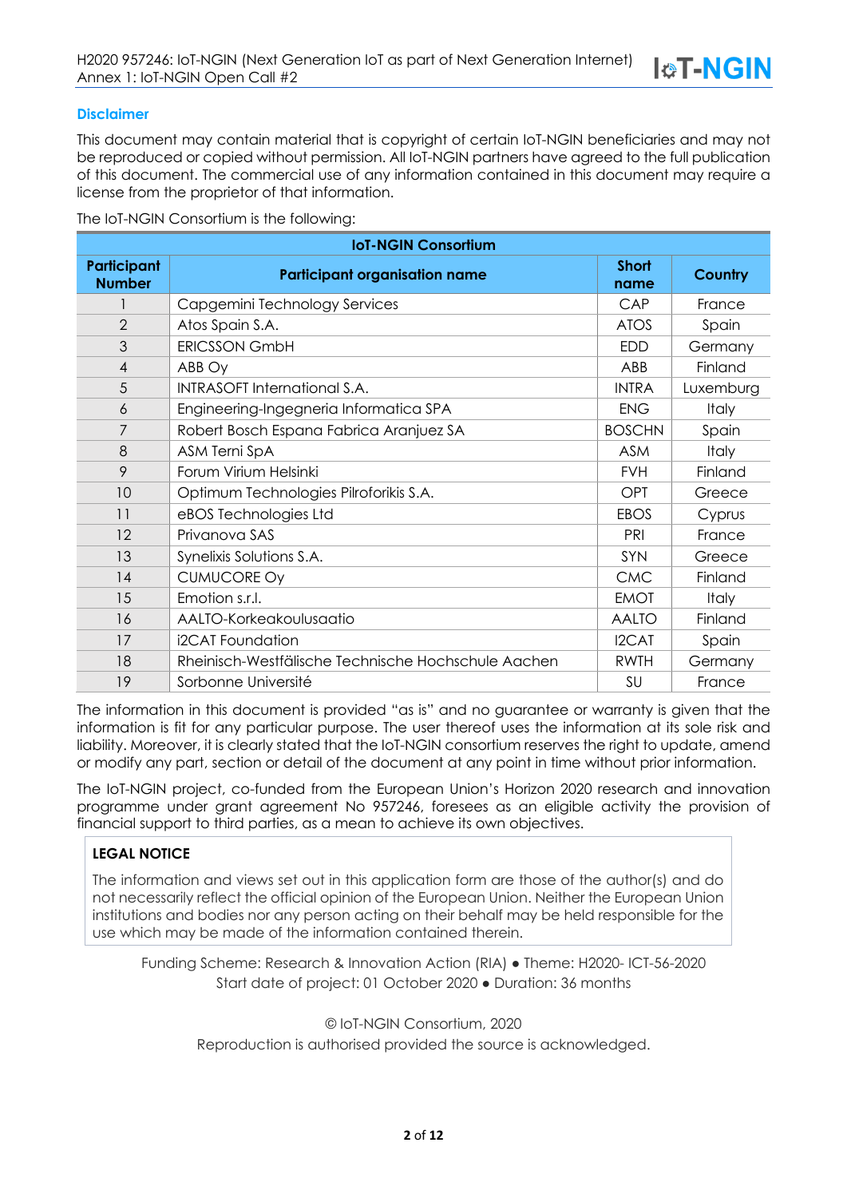## Disclaimer

This document may contain material that is copyright of certain IoT-NGIN beneficiaries and may not be reproduced or copied without permission. All IoT-NGIN partners have agreed to the full publication of this document. The commercial use of any information contained in this document may require a license from the proprietor of that information.

The IoT-NGIN Consortium is the following:

| IoT-NGIN Consortium | | | |
|---|---|---|---|
| **Participant Number** | **Participant organisation name** | **Short name** | **Country** |
| 1 | Capgemini Technology Services | CAP | France |
| 2 | Atos Spain S.A. | ATOS | Spain |
| 3 | ERICSSON GmbH | EDD | Germany |
| 4 | ABB Oy | ABB | Finland |
| 5 | INTRASOFT International S.A. | INTRA | Luxemburg |
| 6 | Engineering-Ingegneria Informatica SPA | ENG | Italy |
| 7 | Robert Bosch Espana Fabrica Aranjuez SA | BOSCHN | Spain |
| 8 | ASM Terni SpA | ASM | Italy |
| 9 | Forum Virium Helsinki | FVH | Finland |
| 10 | Optimum Technologies Pilroforikis S.A. | OPT | Greece |
| 11 | eBOS Technologies Ltd | EBOS | Cyprus |
| 12 | Privanova SAS | PRI | France |
| 13 | Synelixis Solutions S.A. | SYN | Greece |
| 14 | CUMUCORE Oy | CMC | Finland |
| 15 | Emotion s.r.l. | EMOT | Italy |
| 16 | AALTO-Korkeakoulusaatio | AALTO | Finland |
| 17 | i2CAT Foundation | I2CAT | Spain |
| 18 | Rheinisch-Westfälische Technische Hochschule Aachen | RWTH | Germany |
| 19 | Sorbonne Université | SU | France |

The information in this document is provided "as is" and no guarantee or warranty is given that the information is fit for any particular purpose. The user thereof uses the information at its sole risk and liability. Moreover, it is clearly stated that the IoT-NGIN consortium reserves the right to update, amend or modify any part, section or detail of the document at any point in time without prior information.

The IoT-NGIN project, co-funded from the European Union's Horizon 2020 research and innovation programme under grant agreement No 957246, foresees as an eligible activity the provision of financial support to third parties, as a mean to achieve its own objectives.

**LEGAL NOTICE**

The information and views set out in this application form are those of the author(s) and do not necessarily reflect the official opinion of the European Union. Neither the European Union institutions and bodies nor any person acting on their behalf may be held responsible for the use which may be made of the information contained therein.

Funding Scheme: Research & Innovation Action (RIA) ● Theme: H2020- ICT-56-2020
Start date of project: 01 October 2020 ● Duration: 36 months

© IoT-NGIN Consortium, 2020
Reproduction is authorised provided the source is acknowledged.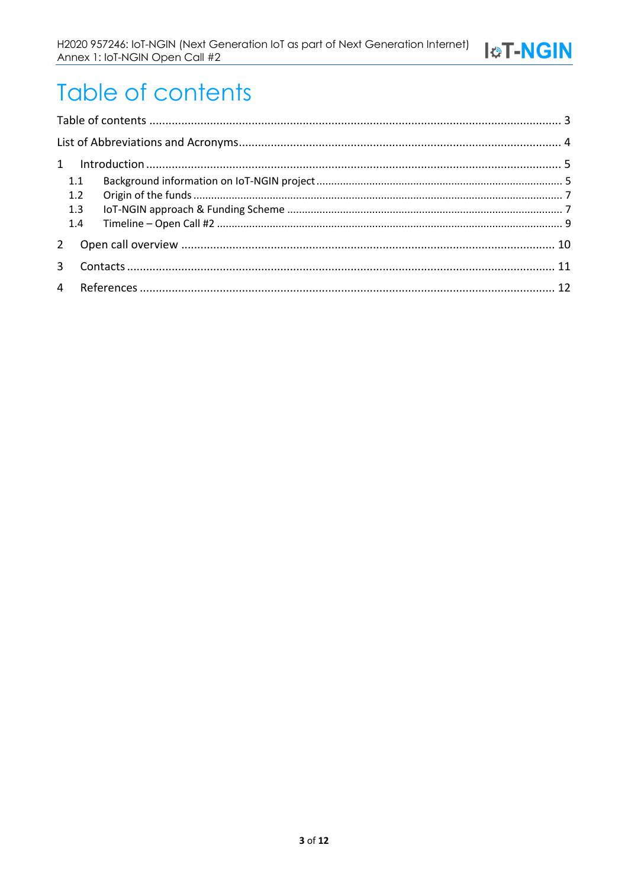# Table of contents

Table of contents ........................................................................................................................ 3

List of Abbreviations and Acronyms................................................................................................... 4

1 Introduction ........................................................................................................................ 5

1.1 Background information on IoT-NGIN project ................................................................... 5

1.2 Origin of the funds ........................................................................................................ 7

1.3 IoT-NGIN approach & Funding Scheme ............................................................................ 7

1.4 Timeline – Open Call #2 ................................................................................................ 9

2 Open call overview ........................................................................................................... 10

3 Contacts ........................................................................................................................... 11

4 References ........................................................................................................................ 12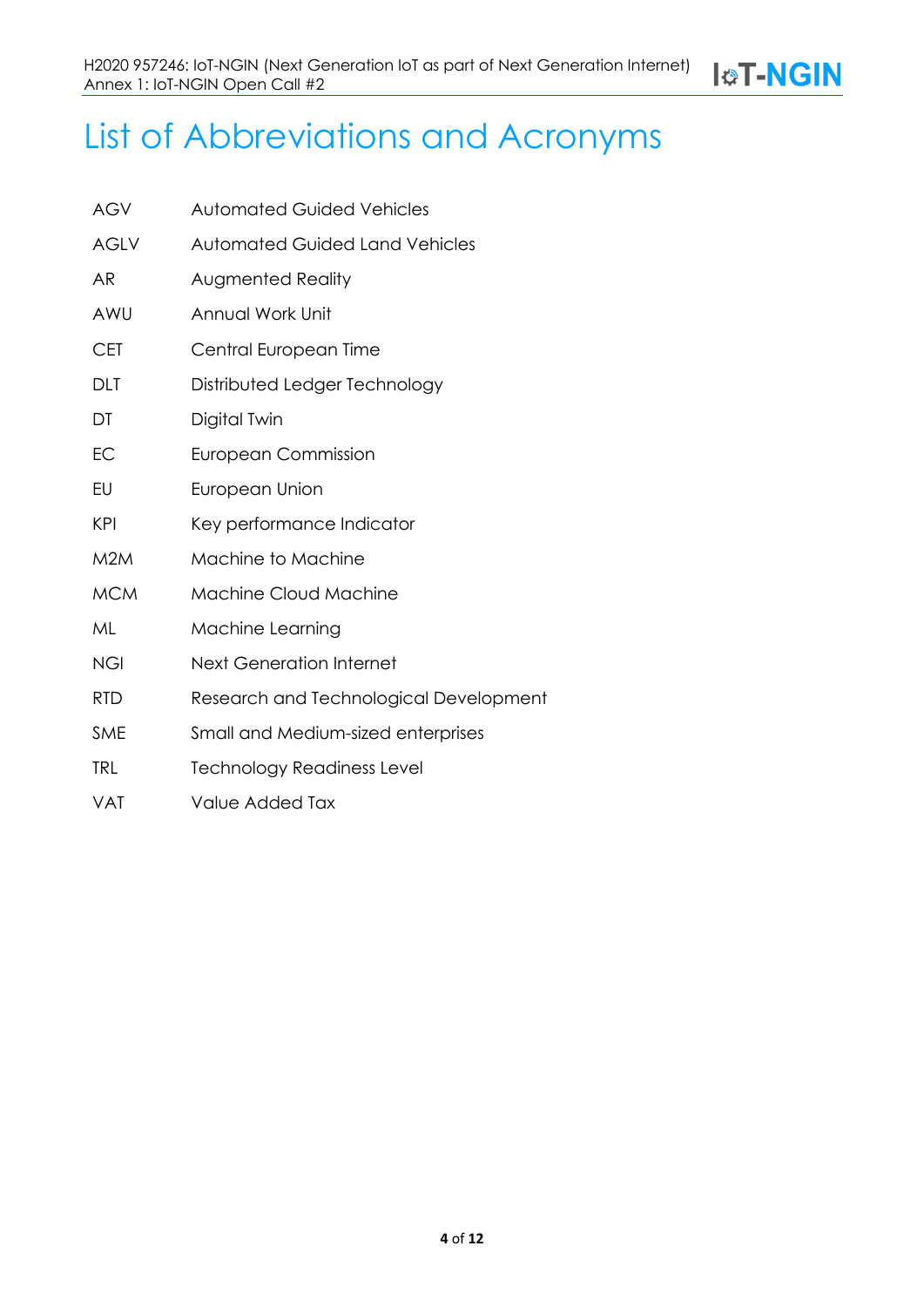# List of Abbreviations and Acronyms

| | |
|---|---|
| AGV | Automated Guided Vehicles |
| AGLV | Automated Guided Land Vehicles |
| AR | Augmented Reality |
| AWU | Annual Work Unit |
| CET | Central European Time |
| DLT | Distributed Ledger Technology |
| DT | Digital Twin |
| EC | European Commission |
| EU | European Union |
| KPI | Key performance Indicator |
| M2M | Machine to Machine |
| MCM | Machine Cloud Machine |
| ML | Machine Learning |
| NGI | Next Generation Internet |
| RTD | Research and Technological Development |
| SME | Small and Medium-sized enterprises |
| TRL | Technology Readiness Level |
| VAT | Value Added Tax |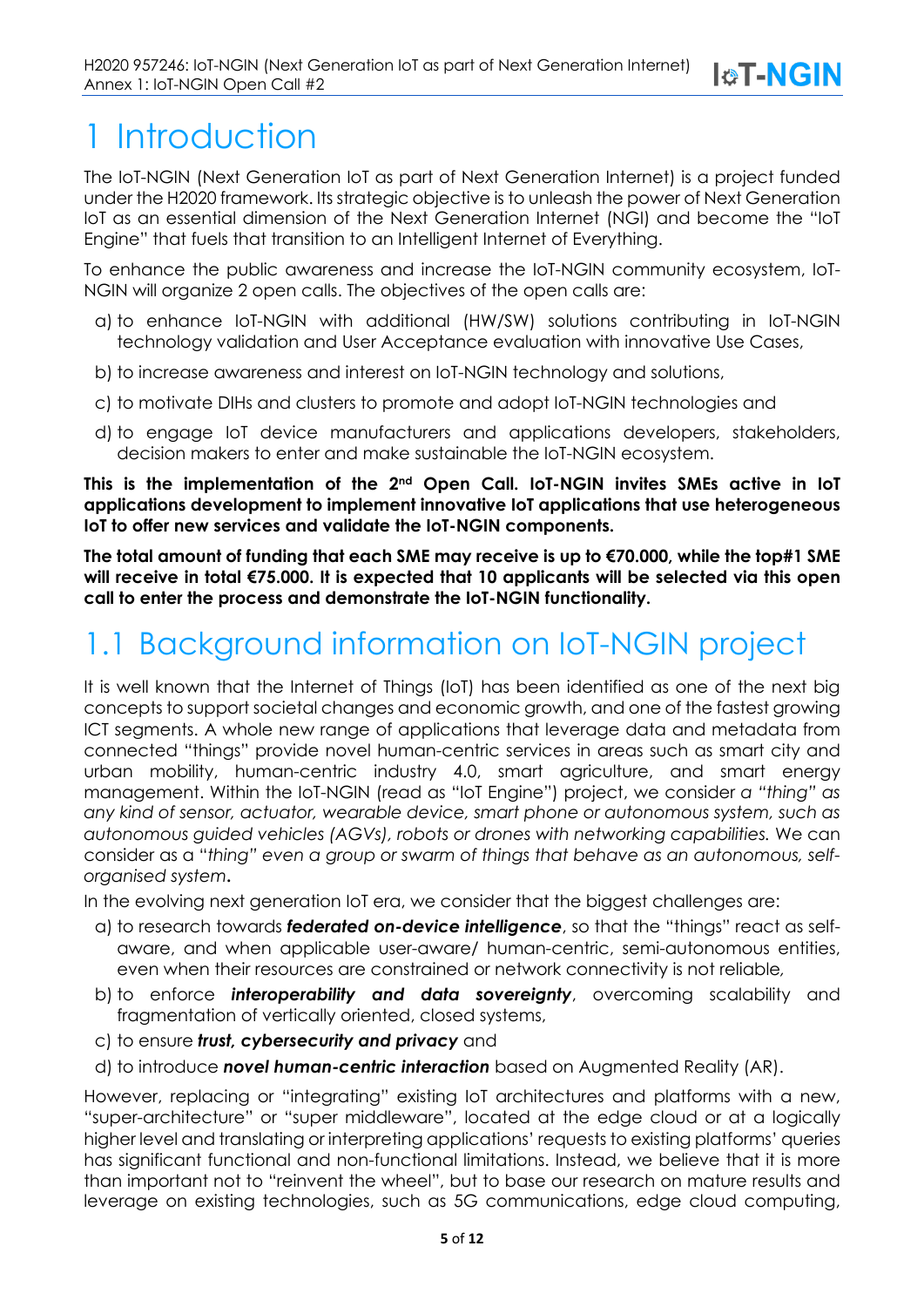# 1 Introduction

The IoT-NGIN (Next Generation IoT as part of Next Generation Internet) is a project funded under the H2020 framework. Its strategic objective is to unleash the power of Next Generation IoT as an essential dimension of the Next Generation Internet (NGI) and become the "IoT Engine" that fuels that transition to an Intelligent Internet of Everything.

To enhance the public awareness and increase the IoT-NGIN community ecosystem, IoT-NGIN will organize 2 open calls. The objectives of the open calls are:

a) to enhance IoT-NGIN with additional (HW/SW) solutions contributing in IoT-NGIN technology validation and User Acceptance evaluation with innovative Use Cases,

b) to increase awareness and interest on IoT-NGIN technology and solutions,

c) to motivate DIHs and clusters to promote and adopt IoT-NGIN technologies and

d) to engage IoT device manufacturers and applications developers, stakeholders, decision makers to enter and make sustainable the IoT-NGIN ecosystem.

**This is the implementation of the 2nd Open Call. IoT-NGIN invites SMEs active in IoT applications development to implement innovative IoT applications that use heterogeneous IoT to offer new services and validate the IoT-NGIN components.**

**The total amount of funding that each SME may receive is up to €70.000, while the top#1 SME will receive in total €75.000. It is expected that 10 applicants will be selected via this open call to enter the process and demonstrate the IoT-NGIN functionality.**

## 1.1 Background information on IoT-NGIN project

It is well known that the Internet of Things (IoT) has been identified as one of the next big concepts to support societal changes and economic growth, and one of the fastest growing ICT segments. A whole new range of applications that leverage data and metadata from connected "things" provide novel human-centric services in areas such as smart city and urban mobility, human-centric industry 4.0, smart agriculture, and smart energy management. Within the IoT-NGIN (read as "IoT Engine") project, we consider *a "thing" as any kind of sensor, actuator, wearable device, smart phone or autonomous system, such as autonomous guided vehicles (AGVs), robots or drones with networking capabilities.* We can consider as a "*thing" even a group or swarm of things that behave as an autonomous, self-organised system***.**

In the evolving next generation IoT era, we consider that the biggest challenges are:

a) to research towards ***federated on-device intelligence***, so that the "things" react as self-aware, and when applicable user-aware/ human-centric, semi-autonomous entities, even when their resources are constrained or network connectivity is not reliable*,*

b) to enforce ***interoperability and data sovereignty***, overcoming scalability and fragmentation of vertically oriented, closed systems,

c) to ensure ***trust, cybersecurity and privacy*** and

d) to introduce ***novel human-centric interaction*** based on Augmented Reality (AR).

However, replacing or "integrating" existing IoT architectures and platforms with a new, "super-architecture" or "super middleware", located at the edge cloud or at a logically higher level and translating or interpreting applications' requests to existing platforms' queries has significant functional and non-functional limitations. Instead, we believe that it is more than important not to "reinvent the wheel", but to base our research on mature results and leverage on existing technologies, such as 5G communications, edge cloud computing,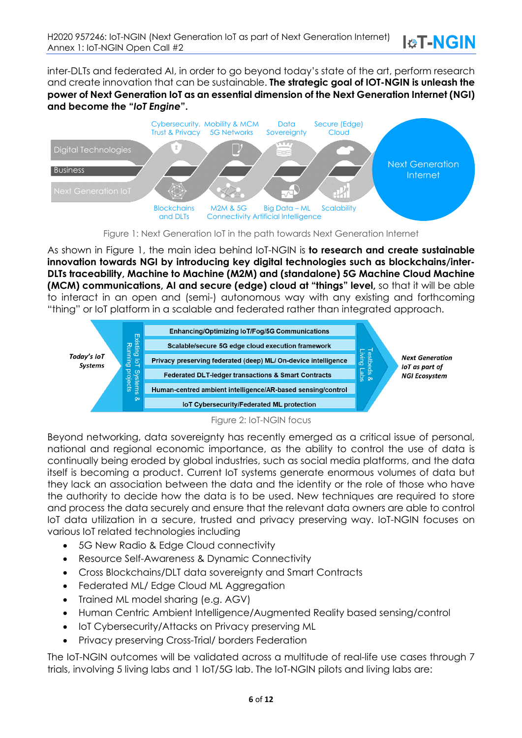inter-DLTs and federated AI, in order to go beyond today's state of the art, perform research and create innovation that can be sustainable. **The strategic goal of IOT-NGIN is unleash the power of Next Generation IoT as an essential dimension of the Next Generation Internet (NGI) and become the "*IoT Engine*".**

Figure 1: Next Generation IoT in the path towards Next Generation Internet

As shown in Figure 1, the main idea behind IoT-NGIN is **to research and create sustainable innovation towards NGI by introducing key digital technologies such as blockchains/inter-DLTs traceability, Machine to Machine (M2M) and (standalone) 5G Machine Cloud Machine (MCM) communications, AI and secure (edge) cloud at "things" level,** so that it will be able to interact in an open and (semi-) autonomous way with any existing and forthcoming "thing" or IoT platform in a scalable and federated rather than integrated approach.

Figure 2: IoT-NGIN focus

Beyond networking, data sovereignty has recently emerged as a critical issue of personal, national and regional economic importance, as the ability to control the use of data is continually being eroded by global industries, such as social media platforms, and the data itself is becoming a product. Current IoT systems generate enormous volumes of data but they lack an association between the data and the identity or the role of those who have the authority to decide how the data is to be used. New techniques are required to store and process the data securely and ensure that the relevant data owners are able to control IoT data utilization in a secure, trusted and privacy preserving way. IoT-NGIN focuses on various IoT related technologies including

- 5G New Radio & Edge Cloud connectivity
- Resource Self-Awareness & Dynamic Connectivity
- Cross Blockchains/DLT data sovereignty and Smart Contracts
- Federated ML/ Edge Cloud ML Aggregation
- Trained ML model sharing (e.g. AGV)
- Human Centric Ambient Intelligence/Augmented Reality based sensing/control
- IoT Cybersecurity/Attacks on Privacy preserving ML
- Privacy preserving Cross-Trial/ borders Federation

The IoT-NGIN outcomes will be validated across a multitude of real-life use cases through 7 trials, involving 5 living labs and 1 IoT/5G lab. The IoT-NGIN pilots and living labs are: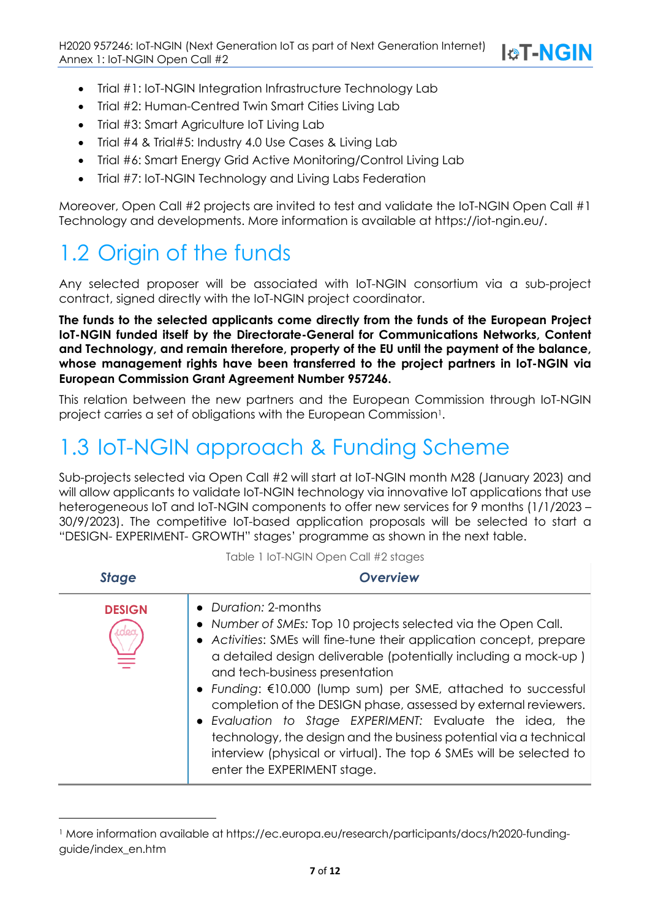- Trial #1: IoT-NGIN Integration Infrastructure Technology Lab
- Trial #2: Human-Centred Twin Smart Cities Living Lab
- Trial #3: Smart Agriculture IoT Living Lab
- Trial #4 & Trial#5: Industry 4.0 Use Cases & Living Lab
- Trial #6: Smart Energy Grid Active Monitoring/Control Living Lab
- Trial #7: IoT-NGIN Technology and Living Labs Federation

Moreover, Open Call #2 projects are invited to test and validate the IoT-NGIN Open Call #1 Technology and developments. More information is available at https://iot-ngin.eu/.

## 1.2 Origin of the funds

Any selected proposer will be associated with IoT-NGIN consortium via a sub-project contract, signed directly with the IoT-NGIN project coordinator.

**The funds to the selected applicants come directly from the funds of the European Project IoT-NGIN funded itself by the Directorate-General for Communications Networks, Content and Technology, and remain therefore, property of the EU until the payment of the balance, whose management rights have been transferred to the project partners in IoT-NGIN via European Commission Grant Agreement Number 957246.**

This relation between the new partners and the European Commission through IoT-NGIN project carries a set of obligations with the European Commission[1].

## 1.3 IoT-NGIN approach & Funding Scheme

Sub-projects selected via Open Call #2 will start at IoT-NGIN month M28 (January 2023) and will allow applicants to validate IoT-NGIN technology via innovative IoT applications that use heterogeneous IoT and IoT-NGIN components to offer new services for 9 months (1/1/2023 – 30/9/2023). The competitive IoT-based application proposals will be selected to start a "DESIGN- EXPERIMENT- GROWTH" stages' programme as shown in the next table.

Table 1 IoT-NGIN Open Call #2 stages

| *Stage* | *Overview* |
|---|---|
| **DESIGN** | • *Duration:* 2-months<br>• *Number of SMEs:* Top 10 projects selected via the Open Call.<br>• *Activities*: SMEs will fine-tune their application concept, prepare a detailed design deliverable (potentially including a mock-up ) and tech-business presentation<br>• *Funding*: €10.000 (lump sum) per SME, attached to successful completion of the DESIGN phase, assessed by external reviewers.<br>• *Evaluation to Stage EXPERIMENT:* Evaluate the idea, the technology, the design and the business potential via a technical interview (physical or virtual). The top 6 SMEs will be selected to enter the EXPERIMENT stage. |

[1] More information available at https://ec.europa.eu/research/participants/docs/h2020-funding-guide/index_en.htm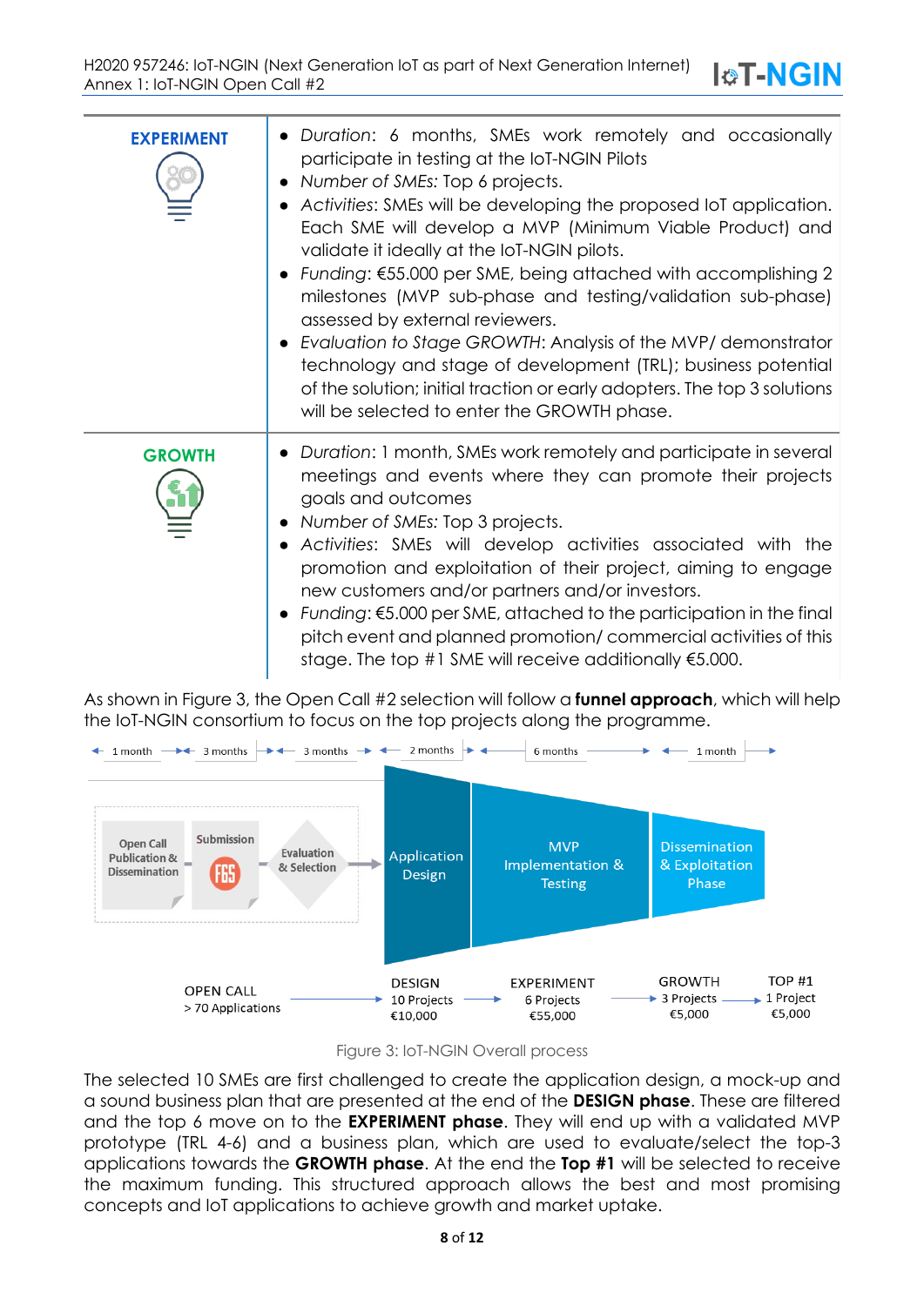| | |
|---|---|
| **EXPERIMENT** | • *Duration*: 6 months, SMEs work remotely and occasionally participate in testing at the IoT-NGIN Pilots<br>• *Number of SMEs:* Top 6 projects.<br>• *Activities*: SMEs will be developing the proposed IoT application. Each SME will develop a MVP (Minimum Viable Product) and validate it ideally at the IoT-NGIN pilots.<br>• *Funding*: €55.000 per SME, being attached with accomplishing 2 milestones (MVP sub-phase and testing/validation sub-phase) assessed by external reviewers.<br>• *Evaluation to Stage GROWTH*: Analysis of the MVP/ demonstrator technology and stage of development (TRL); business potential of the solution; initial traction or early adopters. The top 3 solutions will be selected to enter the GROWTH phase. |
| **GROWTH** | • *Duration*: 1 month, SMEs work remotely and participate in several meetings and events where they can promote their projects goals and outcomes<br>• *Number of SMEs:* Top 3 projects.<br>• *Activities*: SMEs will develop activities associated with the promotion and exploitation of their project, aiming to engage new customers and/or partners and/or investors.<br>• *Funding*: €5.000 per SME, attached to the participation in the final pitch event and planned promotion/ commercial activities of this stage. The top #1 SME will receive additionally €5.000. |

As shown in Figure 3, the Open Call #2 selection will follow a **funnel approach**, which will help the IoT-NGIN consortium to focus on the top projects along the programme.

Figure 3: IoT-NGIN Overall process

The selected 10 SMEs are first challenged to create the application design, a mock-up and a sound business plan that are presented at the end of the **DESIGN phase**. These are filtered and the top 6 move on to the **EXPERIMENT phase**. They will end up with a validated MVP prototype (TRL 4-6) and a business plan, which are used to evaluate/select the top-3 applications towards the **GROWTH phase**. At the end the **Top #1** will be selected to receive the maximum funding. This structured approach allows the best and most promising concepts and IoT applications to achieve growth and market uptake.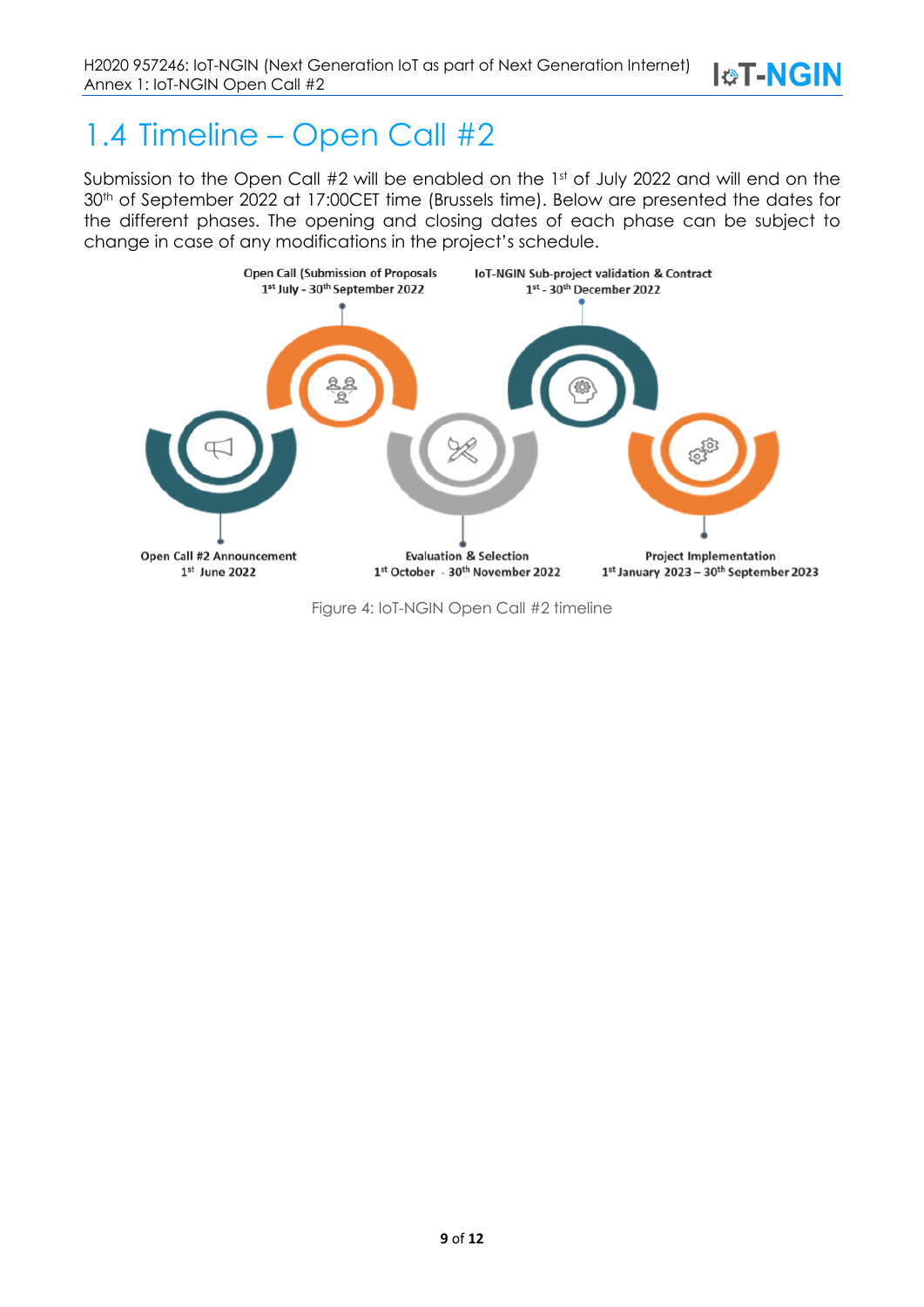# 1.4 Timeline – Open Call #2

Submission to the Open Call #2 will be enabled on the 1st of July 2022 and will end on the 30th of September 2022 at 17:00CET time (Brussels time). Below are presented the dates for the different phases. The opening and closing dates of each phase can be subject to change in case of any modifications in the project's schedule.

Open Call (Submission of Proposals
1st July - 30th September 2022

IoT-NGIN Sub-project validation & Contract
1st - 30th December 2022

Open Call #2 Announcement
1st June 2022

Evaluation & Selection
1st October - 30th November 2022

Project Implementation
1st January 2023 – 30th September 2023

Figure 4: IoT-NGIN Open Call #2 timeline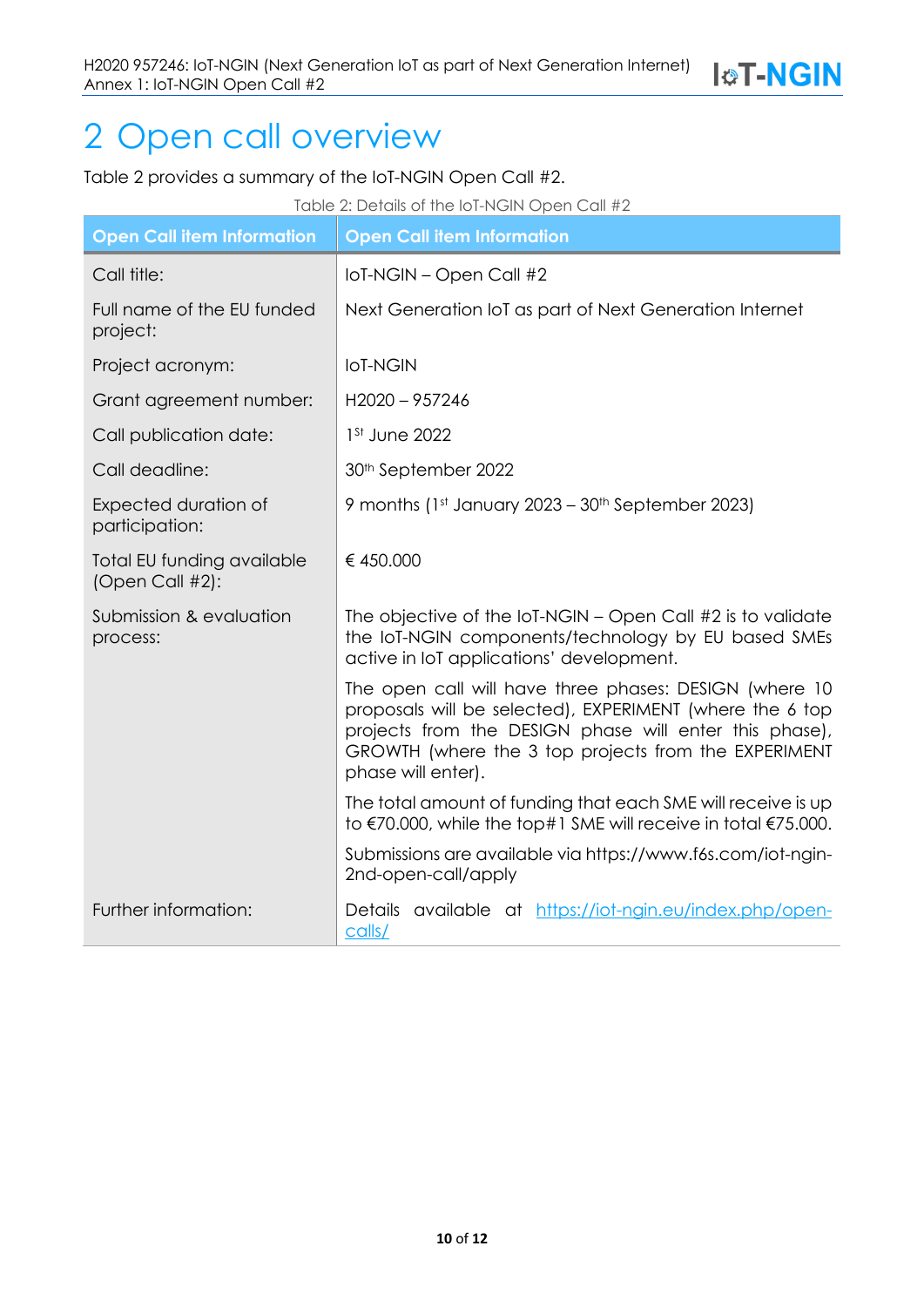// Open call overview

Table 2 provides a summary of the IoT-NGIN Open Call #2.

Table 2: Details of the IoT-NGIN Open Call #2

| Open Call item Information | Open Call item Information |
|---|---|
| Call title: | IoT-NGIN – Open Call #2 |
| Full name of the EU funded project: | Next Generation IoT as part of Next Generation Internet |
| Project acronym: | IoT-NGIN |
| Grant agreement number: | H2020 – 957246 |
| Call publication date: | 1st June 2022 |
| Call deadline: | 30th September 2022 |
| Expected duration of participation: | 9 months (1st January 2023 – 30th September 2023) |
| Total EU funding available (Open Call #2): | € 450.000 |
| Submission & evaluation process: | The objective of the IoT-NGIN – Open Call #2 is to validate the IoT-NGIN components/technology by EU based SMEs active in IoT applications' development. <br><br> The open call will have three phases: DESIGN (where 10 proposals will be selected), EXPERIMENT (where the 6 top projects from the DESIGN phase will enter this phase), GROWTH (where the 3 top projects from the EXPERIMENT phase will enter). <br><br> The total amount of funding that each SME will receive is up to €70.000, while the top#1 SME will receive in total €75.000. <br><br> Submissions are available via https://www.f6s.com/iot-ngin-2nd-open-call/apply |
| Further information: | Details available at [https://iot-ngin.eu/index.php/open-calls/](https://iot-ngin.eu/index.php/open-calls/) |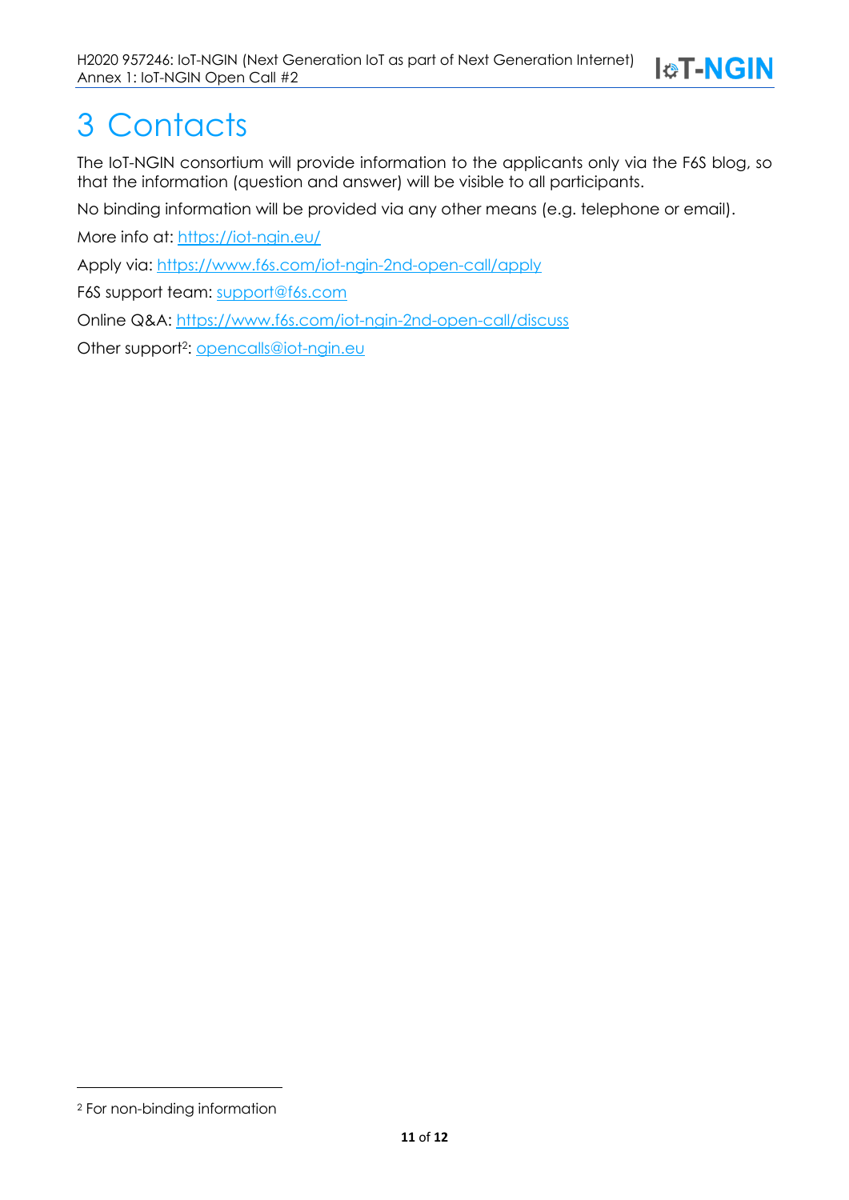# 3 Contacts

The IoT-NGIN consortium will provide information to the applicants only via the F6S blog, so that the information (question and answer) will be visible to all participants.

No binding information will be provided via any other means (e.g. telephone or email).

More info at: https://iot-ngin.eu/

Apply via: https://www.f6s.com/iot-ngin-2nd-open-call/apply

F6S support team: support@f6s.com

Online Q&A: https://www.f6s.com/iot-ngin-2nd-open-call/discuss

Other support[2]: opencalls@iot-ngin.eu

[2] For non-binding information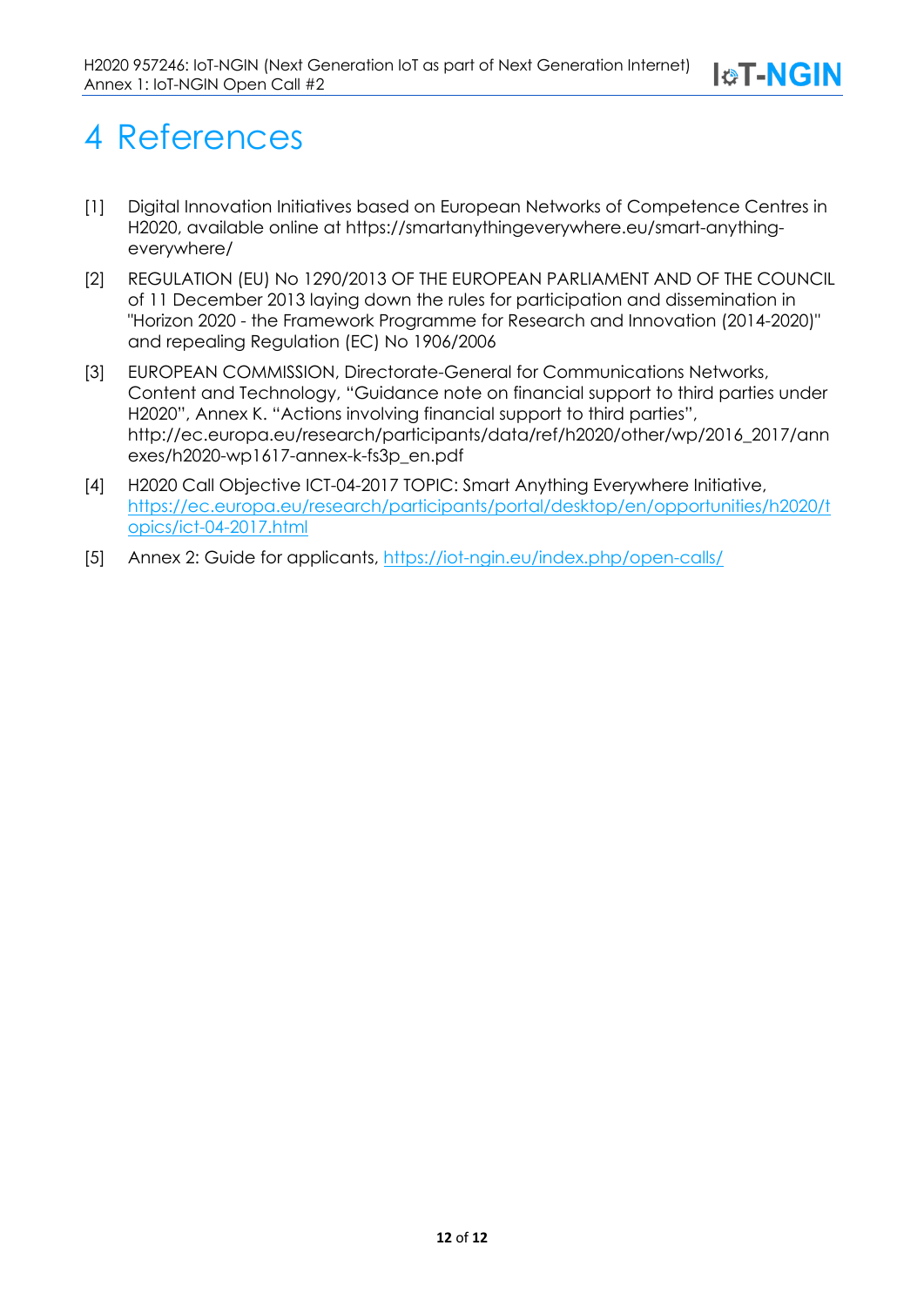# 4 References

[1] Digital Innovation Initiatives based on European Networks of Competence Centres in H2020, available online at https://smartanythingeverywhere.eu/smart-anything-everywhere/

[2] REGULATION (EU) No 1290/2013 OF THE EUROPEAN PARLIAMENT AND OF THE COUNCIL of 11 December 2013 laying down the rules for participation and dissemination in "Horizon 2020 - the Framework Programme for Research and Innovation (2014-2020)" and repealing Regulation (EC) No 1906/2006

[3] EUROPEAN COMMISSION, Directorate-General for Communications Networks, Content and Technology, "Guidance note on financial support to third parties under H2020", Annex K. "Actions involving financial support to third parties", http://ec.europa.eu/research/participants/data/ref/h2020/other/wp/2016_2017/annexes/h2020-wp1617-annex-k-fs3p_en.pdf

[4] H2020 Call Objective ICT-04-2017 TOPIC: Smart Anything Everywhere Initiative, https://ec.europa.eu/research/participants/portal/desktop/en/opportunities/h2020/topics/ict-04-2017.html

[5] Annex 2: Guide for applicants, https://iot-ngin.eu/index.php/open-calls/